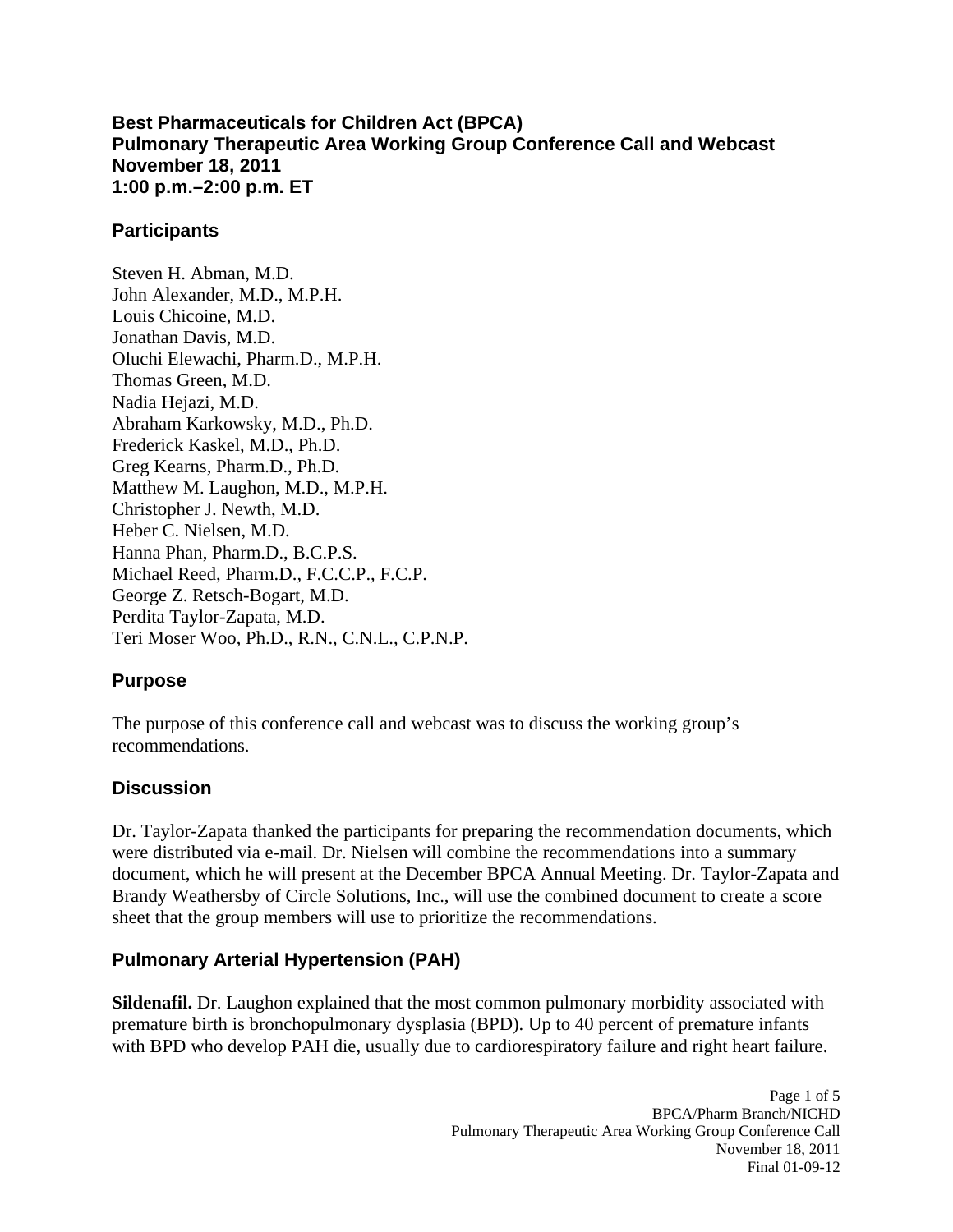# Best Pharmaceuticals for Children Act (BPCA)
# Pulmonary Therapeutic Area Working Group Conference Call and Webcast
# November 18, 2011
# 1:00 p.m.–2:00 p.m. ET

## Participants

Steven H. Abman, M.D.
John Alexander, M.D., M.P.H.
Louis Chicoine, M.D.
Jonathan Davis, M.D.
Oluchi Elewachi, Pharm.D., M.P.H.
Thomas Green, M.D.
Nadia Hejazi, M.D.
Abraham Karkowsky, M.D., Ph.D.
Frederick Kaskel, M.D., Ph.D.
Greg Kearns, Pharm.D., Ph.D.
Matthew M. Laughon, M.D., M.P.H.
Christopher J. Newth, M.D.
Heber C. Nielsen, M.D.
Hanna Phan, Pharm.D., B.C.P.S.
Michael Reed, Pharm.D., F.C.C.P., F.C.P.
George Z. Retsch-Bogart, M.D.
Perdita Taylor-Zapata, M.D.
Teri Moser Woo, Ph.D., R.N., C.N.L., C.P.N.P.

## Purpose

The purpose of this conference call and webcast was to discuss the working group's recommendations.

## Discussion

Dr. Taylor-Zapata thanked the participants for preparing the recommendation documents, which were distributed via e-mail. Dr. Nielsen will combine the recommendations into a summary document, which he will present at the December BPCA Annual Meeting. Dr. Taylor-Zapata and Brandy Weathersby of Circle Solutions, Inc., will use the combined document to create a score sheet that the group members will use to prioritize the recommendations.

## Pulmonary Arterial Hypertension (PAH)

**Sildenafil.** Dr. Laughon explained that the most common pulmonary morbidity associated with premature birth is bronchopulmonary dysplasia (BPD). Up to 40 percent of premature infants with BPD who develop PAH die, usually due to cardiorespiratory failure and right heart failure.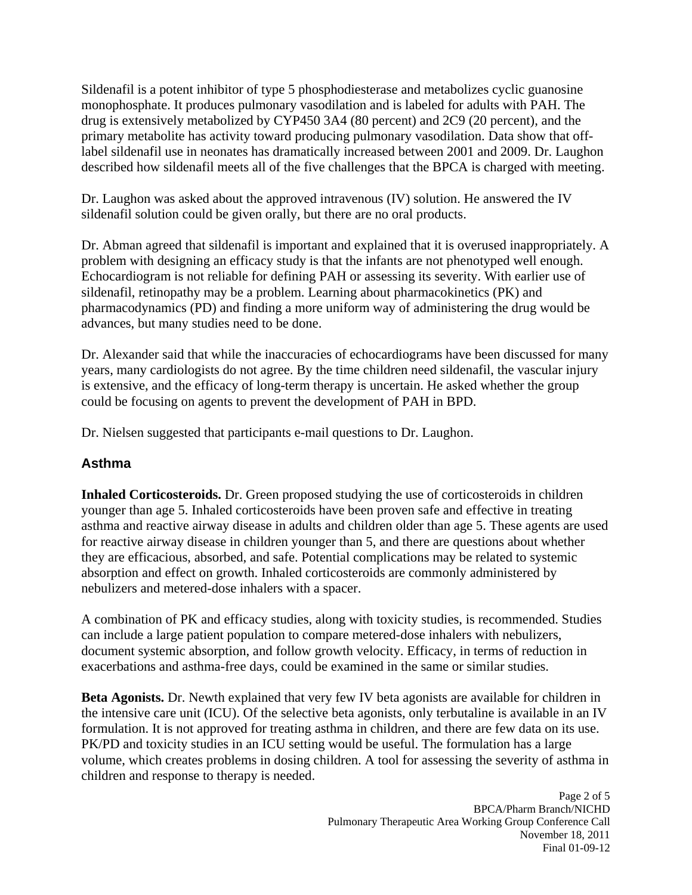Sildenafil is a potent inhibitor of type 5 phosphodiesterase and metabolizes cyclic guanosine monophosphate. It produces pulmonary vasodilation and is labeled for adults with PAH. The drug is extensively metabolized by CYP450 3A4 (80 percent) and 2C9 (20 percent), and the primary metabolite has activity toward producing pulmonary vasodilation. Data show that off-label sildenafil use in neonates has dramatically increased between 2001 and 2009. Dr. Laughon described how sildenafil meets all of the five challenges that the BPCA is charged with meeting.

Dr. Laughon was asked about the approved intravenous (IV) solution. He answered the IV sildenafil solution could be given orally, but there are no oral products.

Dr. Abman agreed that sildenafil is important and explained that it is overused inappropriately. A problem with designing an efficacy study is that the infants are not phenotyped well enough. Echocardiogram is not reliable for defining PAH or assessing its severity. With earlier use of sildenafil, retinopathy may be a problem. Learning about pharmacokinetics (PK) and pharmacodynamics (PD) and finding a more uniform way of administering the drug would be advances, but many studies need to be done.

Dr. Alexander said that while the inaccuracies of echocardiograms have been discussed for many years, many cardiologists do not agree. By the time children need sildenafil, the vascular injury is extensive, and the efficacy of long-term therapy is uncertain. He asked whether the group could be focusing on agents to prevent the development of PAH in BPD.

Dr. Nielsen suggested that participants e-mail questions to Dr. Laughon.

## Asthma

**Inhaled Corticosteroids.** Dr. Green proposed studying the use of corticosteroids in children younger than age 5. Inhaled corticosteroids have been proven safe and effective in treating asthma and reactive airway disease in adults and children older than age 5. These agents are used for reactive airway disease in children younger than 5, and there are questions about whether they are efficacious, absorbed, and safe. Potential complications may be related to systemic absorption and effect on growth. Inhaled corticosteroids are commonly administered by nebulizers and metered-dose inhalers with a spacer.

A combination of PK and efficacy studies, along with toxicity studies, is recommended. Studies can include a large patient population to compare metered-dose inhalers with nebulizers, document systemic absorption, and follow growth velocity. Efficacy, in terms of reduction in exacerbations and asthma-free days, could be examined in the same or similar studies.

**Beta Agonists.** Dr. Newth explained that very few IV beta agonists are available for children in the intensive care unit (ICU). Of the selective beta agonists, only terbutaline is available in an IV formulation. It is not approved for treating asthma in children, and there are few data on its use. PK/PD and toxicity studies in an ICU setting would be useful. The formulation has a large volume, which creates problems in dosing children. A tool for assessing the severity of asthma in children and response to therapy is needed.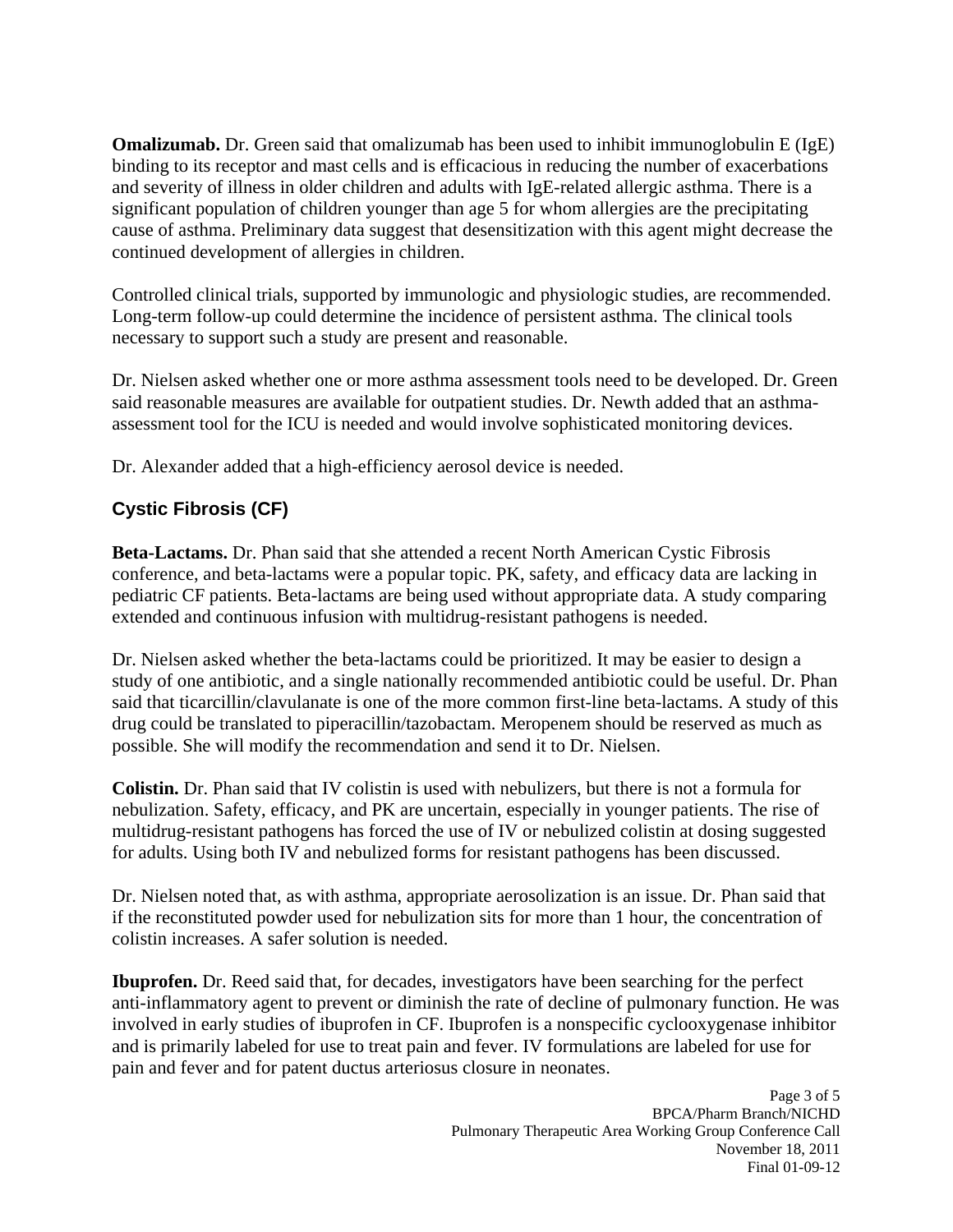**Omalizumab.** Dr. Green said that omalizumab has been used to inhibit immunoglobulin E (IgE) binding to its receptor and mast cells and is efficacious in reducing the number of exacerbations and severity of illness in older children and adults with IgE-related allergic asthma. There is a significant population of children younger than age 5 for whom allergies are the precipitating cause of asthma. Preliminary data suggest that desensitization with this agent might decrease the continued development of allergies in children.

Controlled clinical trials, supported by immunologic and physiologic studies, are recommended. Long-term follow-up could determine the incidence of persistent asthma. The clinical tools necessary to support such a study are present and reasonable.

Dr. Nielsen asked whether one or more asthma assessment tools need to be developed. Dr. Green said reasonable measures are available for outpatient studies. Dr. Newth added that an asthma-assessment tool for the ICU is needed and would involve sophisticated monitoring devices.

Dr. Alexander added that a high-efficiency aerosol device is needed.

## Cystic Fibrosis (CF)

**Beta-Lactams.** Dr. Phan said that she attended a recent North American Cystic Fibrosis conference, and beta-lactams were a popular topic. PK, safety, and efficacy data are lacking in pediatric CF patients. Beta-lactams are being used without appropriate data. A study comparing extended and continuous infusion with multidrug-resistant pathogens is needed.

Dr. Nielsen asked whether the beta-lactams could be prioritized. It may be easier to design a study of one antibiotic, and a single nationally recommended antibiotic could be useful. Dr. Phan said that ticarcillin/clavulanate is one of the more common first-line beta-lactams. A study of this drug could be translated to piperacillin/tazobactam. Meropenem should be reserved as much as possible. She will modify the recommendation and send it to Dr. Nielsen.

**Colistin.** Dr. Phan said that IV colistin is used with nebulizers, but there is not a formula for nebulization. Safety, efficacy, and PK are uncertain, especially in younger patients. The rise of multidrug-resistant pathogens has forced the use of IV or nebulized colistin at dosing suggested for adults. Using both IV and nebulized forms for resistant pathogens has been discussed.

Dr. Nielsen noted that, as with asthma, appropriate aerosolization is an issue. Dr. Phan said that if the reconstituted powder used for nebulization sits for more than 1 hour, the concentration of colistin increases. A safer solution is needed.

**Ibuprofen.** Dr. Reed said that, for decades, investigators have been searching for the perfect anti-inflammatory agent to prevent or diminish the rate of decline of pulmonary function. He was involved in early studies of ibuprofen in CF. Ibuprofen is a nonspecific cyclooxygenase inhibitor and is primarily labeled for use to treat pain and fever. IV formulations are labeled for use for pain and fever and for patent ductus arteriosus closure in neonates.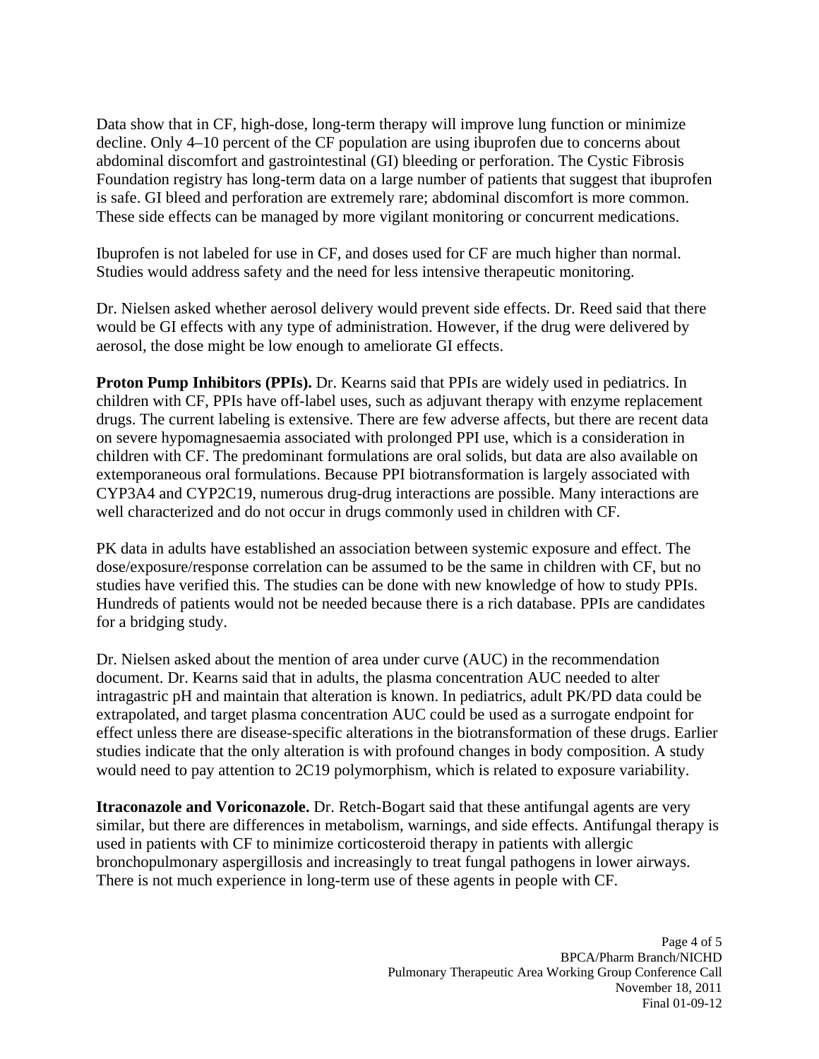Data show that in CF, high-dose, long-term therapy will improve lung function or minimize decline. Only 4–10 percent of the CF population are using ibuprofen due to concerns about abdominal discomfort and gastrointestinal (GI) bleeding or perforation. The Cystic Fibrosis Foundation registry has long-term data on a large number of patients that suggest that ibuprofen is safe. GI bleed and perforation are extremely rare; abdominal discomfort is more common. These side effects can be managed by more vigilant monitoring or concurrent medications.

Ibuprofen is not labeled for use in CF, and doses used for CF are much higher than normal. Studies would address safety and the need for less intensive therapeutic monitoring.

Dr. Nielsen asked whether aerosol delivery would prevent side effects. Dr. Reed said that there would be GI effects with any type of administration. However, if the drug were delivered by aerosol, the dose might be low enough to ameliorate GI effects.

**Proton Pump Inhibitors (PPIs).** Dr. Kearns said that PPIs are widely used in pediatrics. In children with CF, PPIs have off-label uses, such as adjuvant therapy with enzyme replacement drugs. The current labeling is extensive. There are few adverse affects, but there are recent data on severe hypomagnesaemia associated with prolonged PPI use, which is a consideration in children with CF. The predominant formulations are oral solids, but data are also available on extemporaneous oral formulations. Because PPI biotransformation is largely associated with CYP3A4 and CYP2C19, numerous drug-drug interactions are possible. Many interactions are well characterized and do not occur in drugs commonly used in children with CF.

PK data in adults have established an association between systemic exposure and effect. The dose/exposure/response correlation can be assumed to be the same in children with CF, but no studies have verified this. The studies can be done with new knowledge of how to study PPIs. Hundreds of patients would not be needed because there is a rich database. PPIs are candidates for a bridging study.

Dr. Nielsen asked about the mention of area under curve (AUC) in the recommendation document. Dr. Kearns said that in adults, the plasma concentration AUC needed to alter intragastric pH and maintain that alteration is known. In pediatrics, adult PK/PD data could be extrapolated, and target plasma concentration AUC could be used as a surrogate endpoint for effect unless there are disease-specific alterations in the biotransformation of these drugs. Earlier studies indicate that the only alteration is with profound changes in body composition. A study would need to pay attention to 2C19 polymorphism, which is related to exposure variability.

**Itraconazole and Voriconazole.** Dr. Retch-Bogart said that these antifungal agents are very similar, but there are differences in metabolism, warnings, and side effects. Antifungal therapy is used in patients with CF to minimize corticosteroid therapy in patients with allergic bronchopulmonary aspergillosis and increasingly to treat fungal pathogens in lower airways. There is not much experience in long-term use of these agents in people with CF.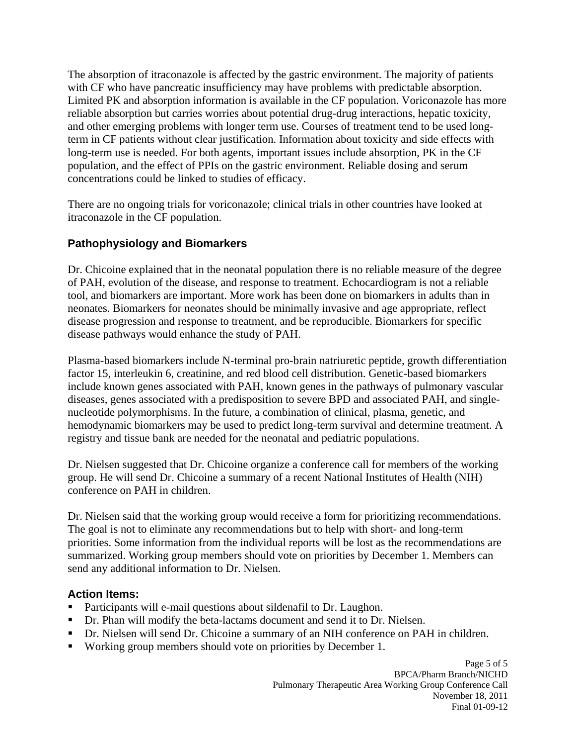The absorption of itraconazole is affected by the gastric environment. The majority of patients with CF who have pancreatic insufficiency may have problems with predictable absorption. Limited PK and absorption information is available in the CF population. Voriconazole has more reliable absorption but carries worries about potential drug-drug interactions, hepatic toxicity, and other emerging problems with longer term use. Courses of treatment tend to be used long-term in CF patients without clear justification. Information about toxicity and side effects with long-term use is needed. For both agents, important issues include absorption, PK in the CF population, and the effect of PPIs on the gastric environment. Reliable dosing and serum concentrations could be linked to studies of efficacy.

There are no ongoing trials for voriconazole; clinical trials in other countries have looked at itraconazole in the CF population.

## Pathophysiology and Biomarkers

Dr. Chicoine explained that in the neonatal population there is no reliable measure of the degree of PAH, evolution of the disease, and response to treatment. Echocardiogram is not a reliable tool, and biomarkers are important. More work has been done on biomarkers in adults than in neonates. Biomarkers for neonates should be minimally invasive and age appropriate, reflect disease progression and response to treatment, and be reproducible. Biomarkers for specific disease pathways would enhance the study of PAH.

Plasma-based biomarkers include N-terminal pro-brain natriuretic peptide, growth differentiation factor 15, interleukin 6, creatinine, and red blood cell distribution. Genetic-based biomarkers include known genes associated with PAH, known genes in the pathways of pulmonary vascular diseases, genes associated with a predisposition to severe BPD and associated PAH, and single-nucleotide polymorphisms. In the future, a combination of clinical, plasma, genetic, and hemodynamic biomarkers may be used to predict long-term survival and determine treatment. A registry and tissue bank are needed for the neonatal and pediatric populations.

Dr. Nielsen suggested that Dr. Chicoine organize a conference call for members of the working group. He will send Dr. Chicoine a summary of a recent National Institutes of Health (NIH) conference on PAH in children.

Dr. Nielsen said that the working group would receive a form for prioritizing recommendations. The goal is not to eliminate any recommendations but to help with short- and long-term priorities. Some information from the individual reports will be lost as the recommendations are summarized. Working group members should vote on priorities by December 1. Members can send any additional information to Dr. Nielsen.

### Action Items:

- Participants will e-mail questions about sildenafil to Dr. Laughon.
- Dr. Phan will modify the beta-lactams document and send it to Dr. Nielsen.
- Dr. Nielsen will send Dr. Chicoine a summary of an NIH conference on PAH in children.
- Working group members should vote on priorities by December 1.